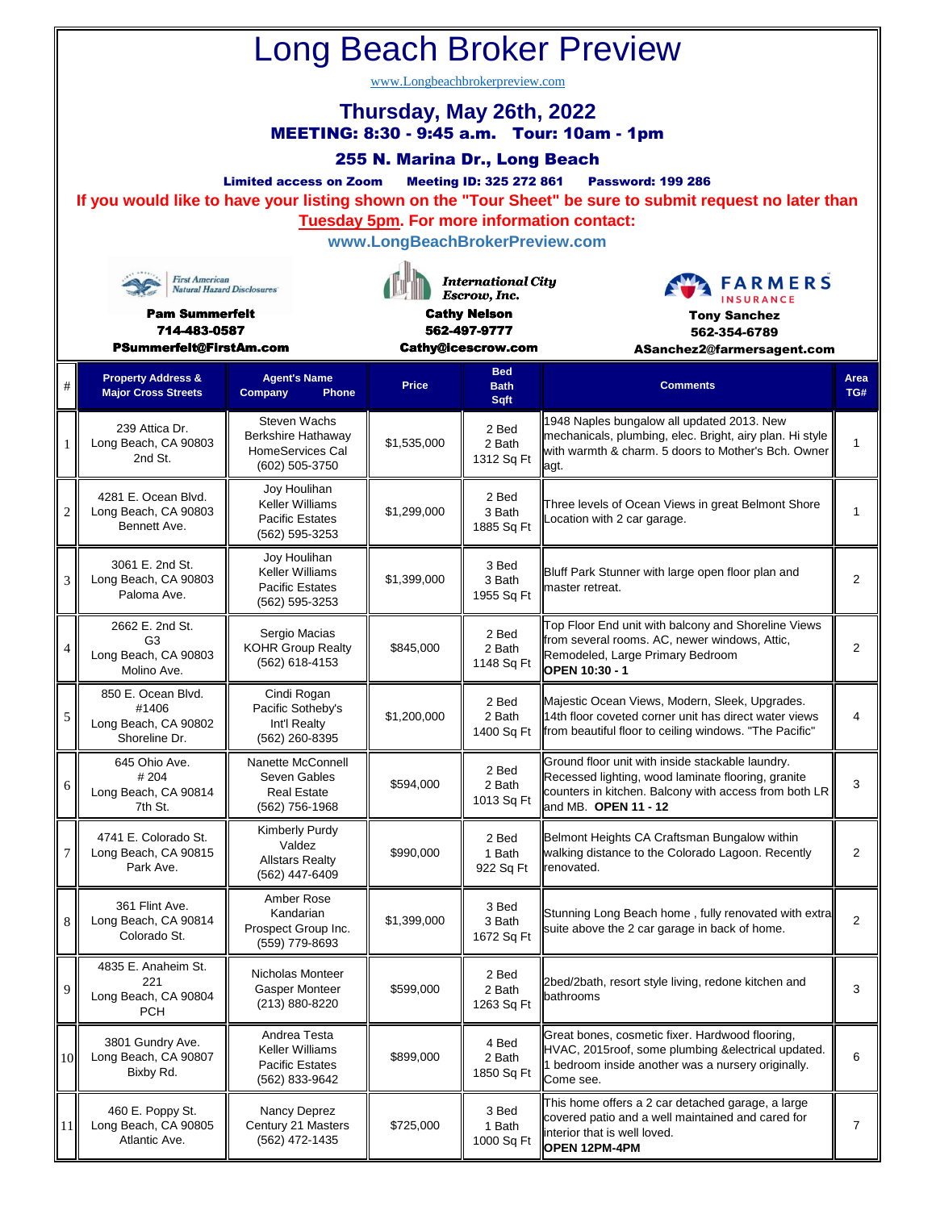# Long Beach Broker Preview

www.Longbeachbrokerpreview.com

## Thursday, May 26th, 2022

### MEETING: 8:30 - 9:45 a.m. Tour: 10am - 1pm

### 255 N. Marina Dr., Long Beach

**Limited access on Zoom Meeting ID: 325 272 861 Password: 199 286**

**If you would like to have your listing shown on the "Tour Sheet" be sure to submit request no later than Tuesday 5pm. For more information contact:**

**www.LongBeachBrokerPreview.com**

First American Natural Hazard Disclosures
**Pam Summerfelt**
**714-483-0587**
**PSummerfelt@FirstAm.com**

International City Escrow, Inc.
**Cathy Nelson**
**562-497-9777**
**Cathy@icescrow.com**

FARMERS INSURANCE
**Tony Sanchez**
**562-354-6789**
**ASanchez2@farmersagent.com**

| # | Property Address & Major Cross Streets | Agent's Name Company Phone | Price | Bed Bath Sqft | Comments | Area TG# |
|---|---|---|---|---|---|---|
| 1 | 239 Attica Dr. Long Beach, CA 90803 2nd St. | Steven Wachs Berkshire Hathaway HomeServices Cal (602) 505-3750 | $1,535,000 | 2 Bed 2 Bath 1312 Sq Ft | 1948 Naples bungalow all updated 2013. New mechanicals, plumbing, elec. Bright, airy plan. Hi style with warmth & charm. 5 doors to Mother's Bch. Owner agt. | 1 |
| 2 | 4281 E. Ocean Blvd. Long Beach, CA 90803 Bennett Ave. | Joy Houlihan Keller Williams Pacific Estates (562) 595-3253 | $1,299,000 | 2 Bed 3 Bath 1885 Sq Ft | Three levels of Ocean Views in great Belmont Shore Location with 2 car garage. | 1 |
| 3 | 3061 E. 2nd St. Long Beach, CA 90803 Paloma Ave. | Joy Houlihan Keller Williams Pacific Estates (562) 595-3253 | $1,399,000 | 3 Bed 3 Bath 1955 Sq Ft | Bluff Park Stunner with large open floor plan and master retreat. | 2 |
| 4 | 2662 E. 2nd St. G3 Long Beach, CA 90803 Molino Ave. | Sergio Macias KOHR Group Realty (562) 618-4153 | $845,000 | 2 Bed 2 Bath 1148 Sq Ft | Top Floor End unit with balcony and Shoreline Views from several rooms. AC, newer windows, Attic, Remodeled, Large Primary Bedroom **OPEN 10:30 - 1** | 2 |
| 5 | 850 E. Ocean Blvd. #1406 Long Beach, CA 90802 Shoreline Dr. | Cindi Rogan Pacific Sotheby's Int'l Realty (562) 260-8395 | $1,200,000 | 2 Bed 2 Bath 1400 Sq Ft | Majestic Ocean Views, Modern, Sleek, Upgrades. 14th floor coveted corner unit has direct water views from beautiful floor to ceiling windows. "The Pacific" | 4 |
| 6 | 645 Ohio Ave. # 204 Long Beach, CA 90814 7th St. | Nanette McConnell Seven Gables Real Estate (562) 756-1968 | $594,000 | 2 Bed 2 Bath 1013 Sq Ft | Ground floor unit with inside stackable laundry. Recessed lighting, wood laminate flooring, granite counters in kitchen. Balcony with access from both LR and MB. **OPEN 11 - 12** | 3 |
| 7 | 4741 E. Colorado St. Long Beach, CA 90815 Park Ave. | Kimberly Purdy Valdez Allstars Realty (562) 447-6409 | $990,000 | 2 Bed 1 Bath 922 Sq Ft | Belmont Heights CA Craftsman Bungalow within walking distance to the Colorado Lagoon. Recently renovated. | 2 |
| 8 | 361 Flint Ave. Long Beach, CA 90814 Colorado St. | Amber Rose Kandarian Prospect Group Inc. (559) 779-8693 | $1,399,000 | 3 Bed 3 Bath 1672 Sq Ft | Stunning Long Beach home , fully renovated with extra suite above the 2 car garage in back of home. | 2 |
| 9 | 4835 E. Anaheim St. 221 Long Beach, CA 90804 PCH | Nicholas Monteer Gasper Monteer (213) 880-8220 | $599,000 | 2 Bed 2 Bath 1263 Sq Ft | 2bed/2bath, resort style living, redone kitchen and bathrooms | 3 |
| 10 | 3801 Gundry Ave. Long Beach, CA 90807 Bixby Rd. | Andrea Testa Keller Williams Pacific Estates (562) 833-9642 | $899,000 | 4 Bed 2 Bath 1850 Sq Ft | Great bones, cosmetic fixer. Hardwood flooring, HVAC, 2015roof, some plumbing &electrical updated. 1 bedroom inside another was a nursery originally. Come see. | 6 |
| 11 | 460 E. Poppy St. Long Beach, CA 90805 Atlantic Ave. | Nancy Deprez Century 21 Masters (562) 472-1435 | $725,000 | 3 Bed 1 Bath 1000 Sq Ft | This home offers a 2 car detached garage, a large covered patio and a well maintained and cared for interior that is well loved. **OPEN 12PM-4PM** | 7 |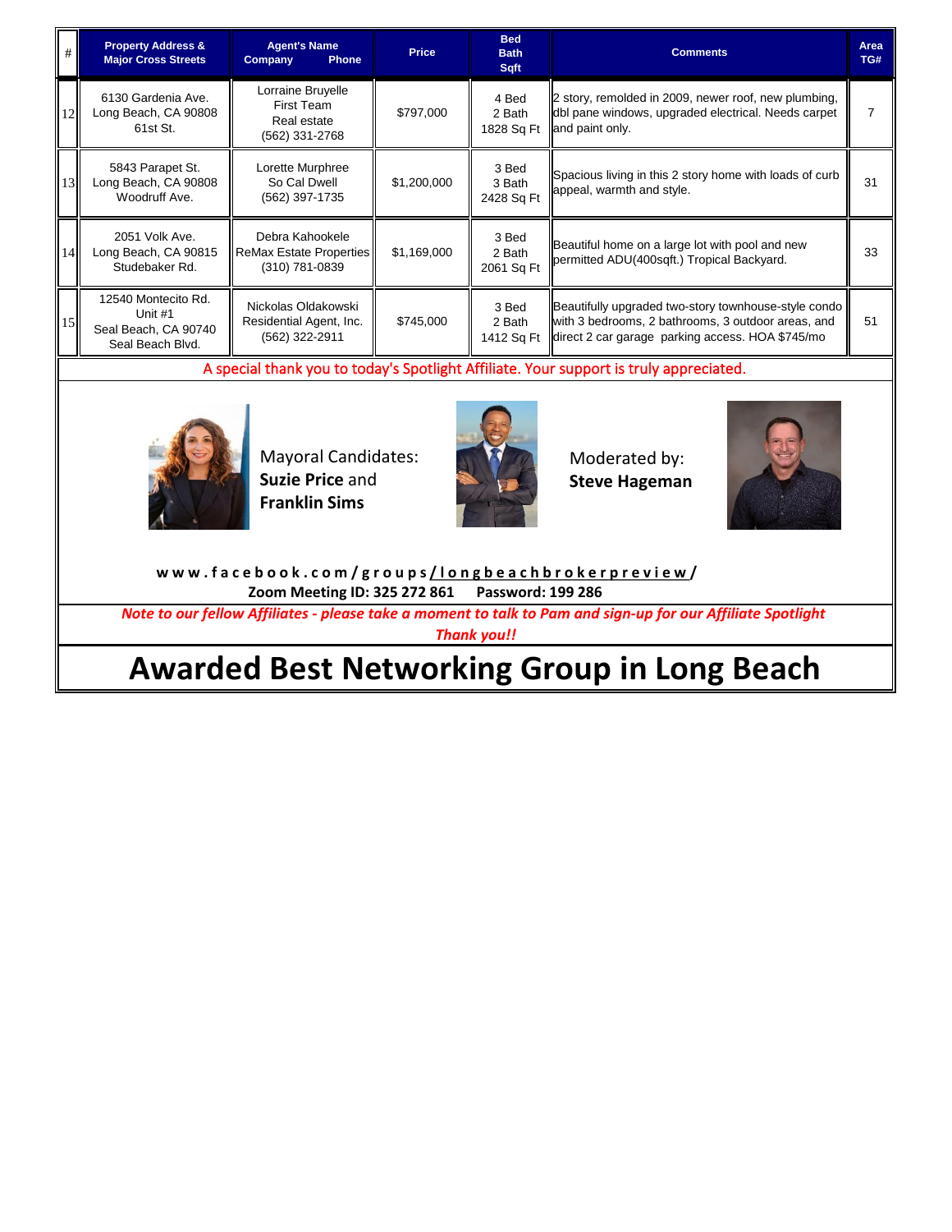| # | Property Address & Major Cross Streets | Agent's Name Company Phone | Price | Bed Bath Sqft | Comments | Area TG# |
|---|---|---|---|---|---|---|
| 12 | 6130 Gardenia Ave. Long Beach, CA 90808 61st St. | Lorraine Bruyelle First Team Real estate (562) 331-2768 | $797,000 | 4 Bed 2 Bath 1828 Sq Ft | 2 story, remolded in 2009, newer roof, new plumbing, dbl pane windows, upgraded electrical. Needs carpet and paint only. | 7 |
| 13 | 5843 Parapet St. Long Beach, CA 90808 Woodruff Ave. | Lorette Murphree So Cal Dwell (562) 397-1735 | $1,200,000 | 3 Bed 3 Bath 2428 Sq Ft | Spacious living in this 2 story home with loads of curb appeal, warmth and style. | 31 |
| 14 | 2051 Volk Ave. Long Beach, CA 90815 Studebaker Rd. | Debra Kahookele ReMax Estate Properties (310) 781-0839 | $1,169,000 | 3 Bed 2 Bath 2061 Sq Ft | Beautiful home on a large lot with pool and new permitted ADU(400sqft.) Tropical Backyard. | 33 |
| 15 | 12540 Montecito Rd. Unit #1 Seal Beach, CA 90740 Seal Beach Blvd. | Nickolas Oldakowski Residential Agent, Inc. (562) 322-2911 | $745,000 | 3 Bed 2 Bath 1412 Sq Ft | Beautifully upgraded two-story townhouse-style condo with 3 bedrooms, 2 bathrooms, 3 outdoor areas, and direct 2 car garage parking access. HOA $745/mo | 51 |

A special thank you to today's Spotlight Affiliate. Your support is truly appreciated.

Mayoral Candidates: **Suzie Price** and **Franklin Sims**

Moderated by: **Steve Hageman**

**www.facebook.com/groups/longbeachbrokerpreview/**

**Zoom Meeting ID: 325 272 861 Password: 199 286**

***Note to our fellow Affiliates - please take a moment to talk to Pam and sign-up for our Affiliate Spotlight***

***Thank you!!***

# Awarded Best Networking Group in Long Beach